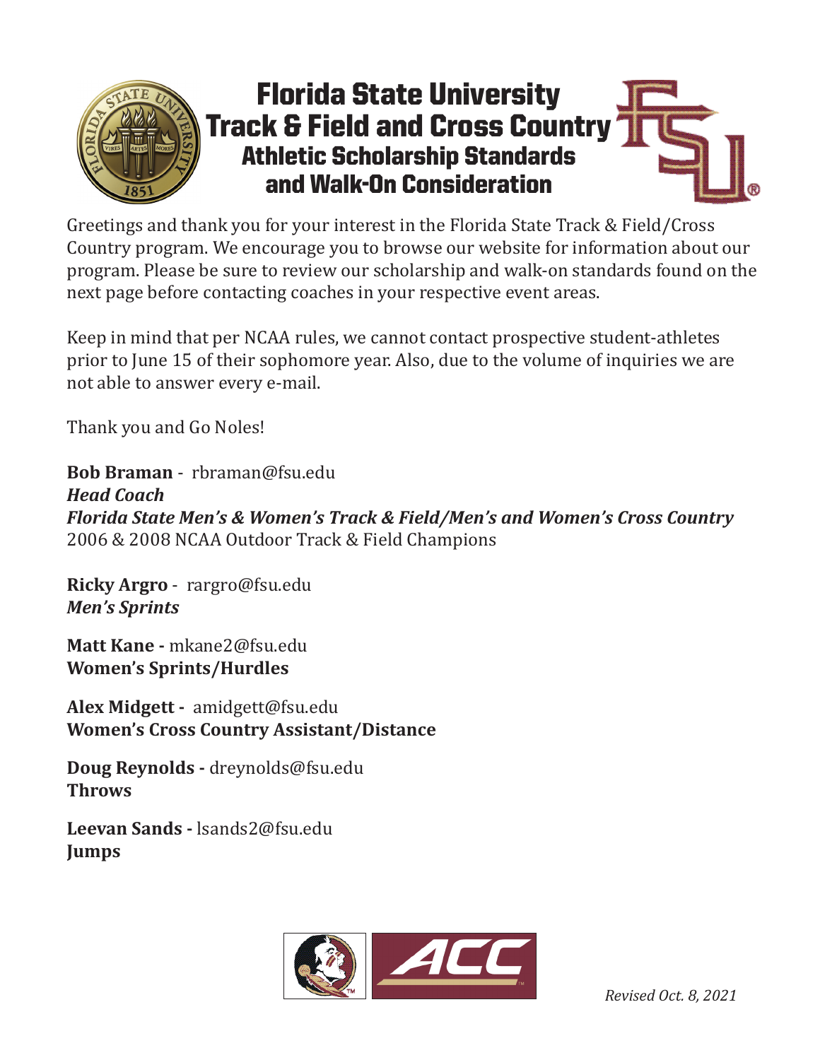# Florida State University Track & Field and Cross Country
## Athletic Scholarship Standards and Walk-On Consideration

Greetings and thank you for your interest in the Florida State Track & Field/Cross Country program. We encourage you to browse our website for information about our program. Please be sure to review our scholarship and walk-on standards found on the next page before contacting coaches in your respective event areas.

Keep in mind that per NCAA rules, we cannot contact prospective student-athletes prior to June 15 of their sophomore year. Also, due to the volume of inquiries we are not able to answer every e-mail.

Thank you and Go Noles!

**Bob Braman** - rbraman@fsu.edu
***Head Coach***
***Florida State Men's & Women's Track & Field/Men's and Women's Cross Country***
2006 & 2008 NCAA Outdoor Track & Field Champions

**Ricky Argro** - rargro@fsu.edu
***Men's Sprints***

**Matt Kane -** mkane2@fsu.edu
**Women's Sprints/Hurdles**

**Alex Midgett -** amidgett@fsu.edu
**Women's Cross Country Assistant/Distance**

**Doug Reynolds -** dreynolds@fsu.edu
**Throws**

**Leevan Sands -** lsands2@fsu.edu
**Jumps**

*Revised Oct. 8, 2021*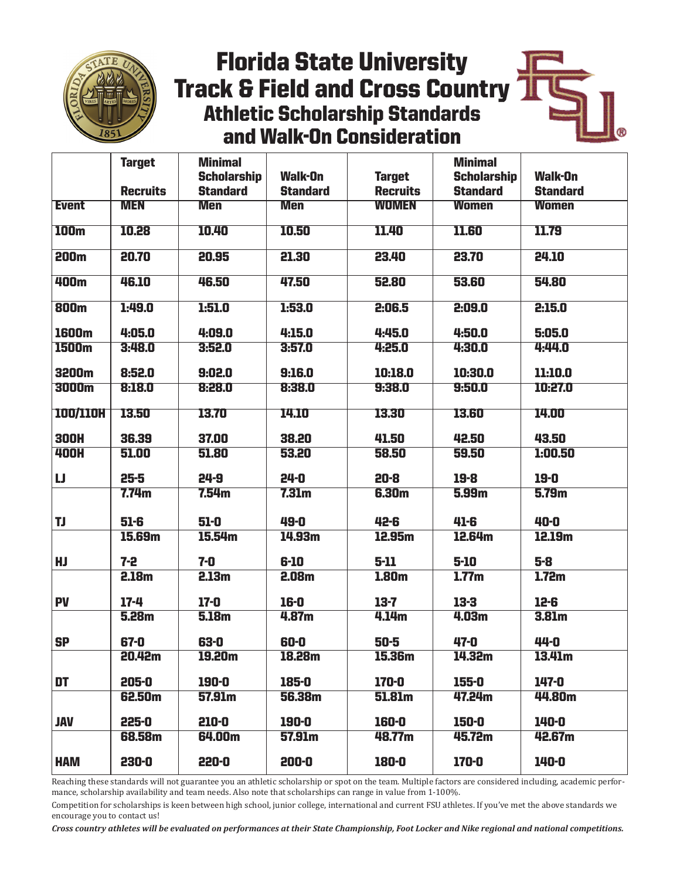# Florida State University Track & Field and Cross Country

## Athletic Scholarship Standards and Walk-On Consideration

| Event | Target Recruits MEN | Minimal Scholarship Standard Men | Walk-On Standard Men | Target Recruits WOMEN | Minimal Scholarship Standard Women | Walk-On Standard Women |
|---|---|---|---|---|---|---|
| 100m | 10.28 | 10.40 | 10.50 | 11.40 | 11.60 | 11.79 |
| 200m | 20.70 | 20.95 | 21.30 | 23.40 | 23.70 | 24.10 |
| 400m | 46.10 | 46.50 | 47.50 | 52.80 | 53.60 | 54.80 |
| 800m | 1:49.0 | 1:51.0 | 1:53.0 | 2:06.5 | 2:09.0 | 2:15.0 |
| 1600m | 4:05.0 | 4:09.0 | 4:15.0 | 4:45.0 | 4:50.0 | 5:05.0 |
| 1500m | 3:48.0 | 3:52.0 | 3:57.0 | 4:25.0 | 4:30.0 | 4:44.0 |
| 3200m | 8:52.0 | 9:02.0 | 9:16.0 | 10:18.0 | 10:30.0 | 11:10.0 |
| 3000m | 8:18.0 | 8:28.0 | 8:38.0 | 9:38.0 | 9:50.0 | 10:27.0 |
| 100/110H | 13.50 | 13.70 | 14.10 | 13.30 | 13.60 | 14.00 |
| 300H | 36.39 | 37.00 | 38.20 | 41.50 | 42.50 | 43.50 |
| 400H | 51.00 | 51.80 | 53.20 | 58.50 | 59.50 | 1:00.50 |
| LJ | 25-5 | 24-9 | 24-0 | 20-8 | 19-8 | 19-0 |
| | 7.74m | 7.54m | 7.31m | 6.30m | 5.99m | 5.79m |
| TJ | 51-6 | 51-0 | 49-0 | 42-6 | 41-6 | 40-0 |
| | 15.69m | 15.54m | 14.93m | 12.95m | 12.64m | 12.19m |
| HJ | 7-2 | 7-0 | 6-10 | 5-11 | 5-10 | 5-8 |
| | 2.18m | 2.13m | 2.08m | 1.80m | 1.77m | 1.72m |
| PV | 17-4 | 17-0 | 16-0 | 13-7 | 13-3 | 12-6 |
| | 5.28m | 5.18m | 4.87m | 4.14m | 4.03m | 3.81m |
| SP | 67-0 | 63-0 | 60-0 | 50-5 | 47-0 | 44-0 |
| | 20.42m | 19.20m | 18.28m | 15.36m | 14.32m | 13.41m |
| DT | 205-0 | 190-0 | 185-0 | 170-0 | 155-0 | 147-0 |
| | 62.50m | 57.91m | 56.38m | 51.81m | 47.24m | 44.80m |
| JAV | 225-0 | 210-0 | 190-0 | 160-0 | 150-0 | 140-0 |
| | 68.58m | 64.00m | 57.91m | 48.77m | 45.72m | 42.67m |
| HAM | 230-0 | 220-0 | 200-0 | 180-0 | 170-0 | 140-0 |

Reaching these standards will not guarantee you an athletic scholarship or spot on the team. Multiple factors are considered including, academic performance, scholarship availability and team needs. Also note that scholarships can range in value from 1-100%.

Competition for scholarships is keen between high school, junior college, international and current FSU athletes. If you've met the above standards we encourage you to contact us!

***Cross country athletes will be evaluated on performances at their State Championship, Foot Locker and Nike regional and national competitions.***